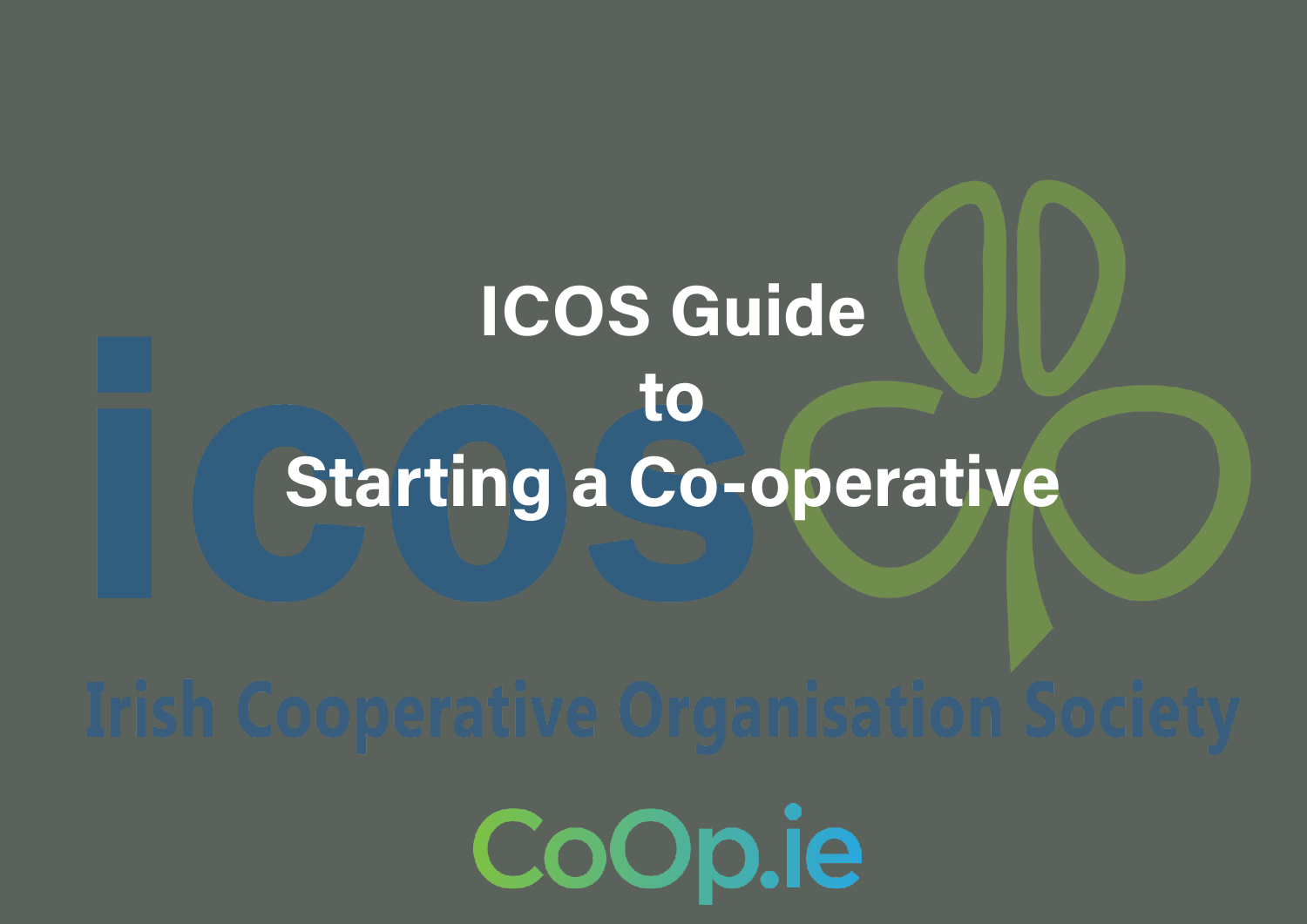# ICOS Guide to Starting a Co-operative

Irish Cooperative Organisation Society

CoOp.ie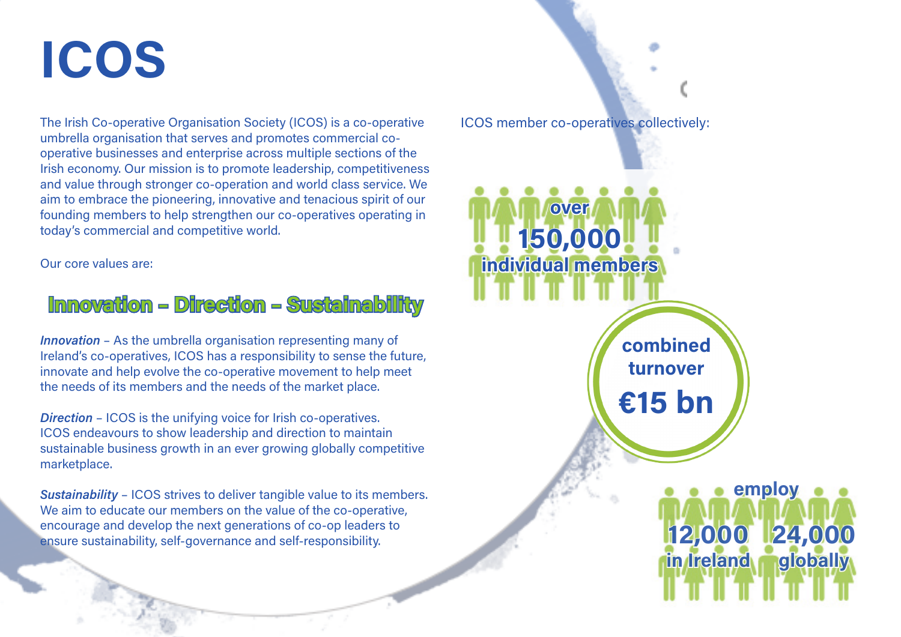# ICOS

The Irish Co-operative Organisation Society (ICOS) is a co-operative umbrella organisation that serves and promotes commercial co-operative businesses and enterprise across multiple sections of the Irish economy. Our mission is to promote leadership, competitiveness and value through stronger co-operation and world class service. We aim to embrace the pioneering, innovative and tenacious spirit of our founding members to help strengthen our co-operatives operating in today's commercial and competitive world.

Our core values are:

## Innovation – Direction – Sustainability

***Innovation*** – As the umbrella organisation representing many of Ireland's co-operatives, ICOS has a responsibility to sense the future, innovate and help evolve the co-operative movement to help meet the needs of its members and the needs of the market place.

***Direction*** – ICOS is the unifying voice for Irish co-operatives. ICOS endeavours to show leadership and direction to maintain sustainable business growth in an ever growing globally competitive marketplace.

***Sustainability*** – ICOS strives to deliver tangible value to its members. We aim to educate our members on the value of the co-operative, encourage and develop the next generations of co-op leaders to ensure sustainability, self-governance and self-responsibility.

ICOS member co-operatives collectively:

**over 150,000 individual members**

**combined turnover €15 bn**

**employ 12,000 in Ireland 24,000 globally**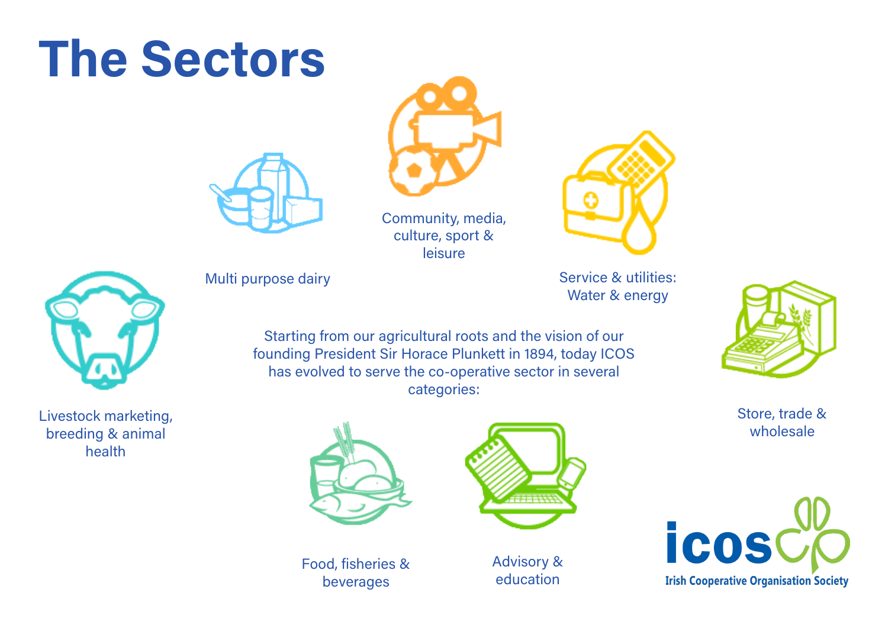# The Sectors

Starting from our agricultural roots and the vision of our founding President Sir Horace Plunkett in 1894, today ICOS has evolved to serve the co-operative sector in several categories:

- Livestock marketing, breeding & animal health
- Multi purpose dairy
- Community, media, culture, sport & leisure
- Service & utilities: Water & energy
- Store, trade & wholesale
- Food, fisheries & beverages
- Advisory & education

icos
Irish Cooperative Organisation Society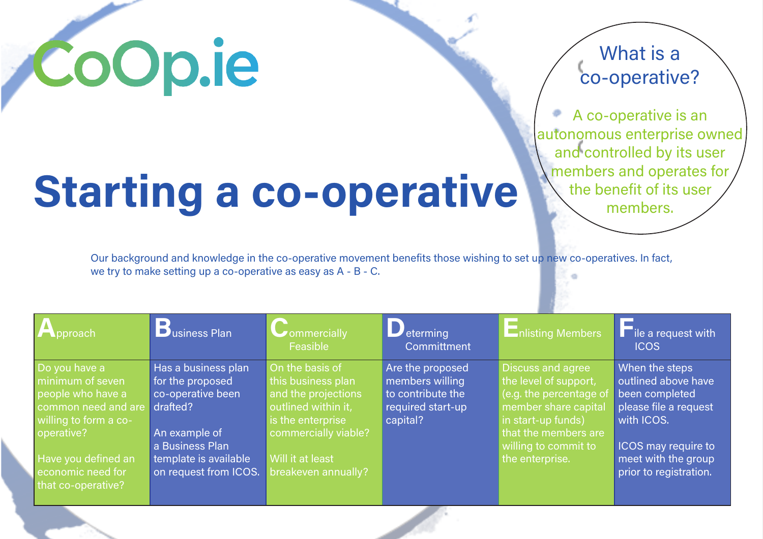CoOp.ie

# Starting a co-operative

## What is a co-operative?

A co-operative is an autonomous enterprise owned and controlled by its user members and operates for the benefit of its user members.

Our background and knowledge in the co-operative movement benefits those wishing to set up new co-operatives. In fact, we try to make setting up a co-operative as easy as A - B - C.

| Approach | Business Plan | Commercially Feasible | Determing Committment | Enlisting Members | File a request with ICOS |
|---|---|---|---|---|---|
| Do you have a minimum of seven people who have a common need and are willing to form a co-operative?<br><br>Have you defined an economic need for that co-operative? | Has a business plan for the proposed co-operative been drafted?<br><br>An example of a Business Plan template is available on request from ICOS. | On the basis of this business plan and the projections outlined within it, is the enterprise commercially viable?<br><br>Will it at least breakeven annually? | Are the proposed members willing to contribute the required start-up capital? | Discuss and agree the level of support, (e.g. the percentage of member share capital in start-up funds) that the members are willing to commit to the enterprise. | When the steps outlined above have been completed please file a request with ICOS.<br><br>ICOS may require to meet with the group prior to registration. |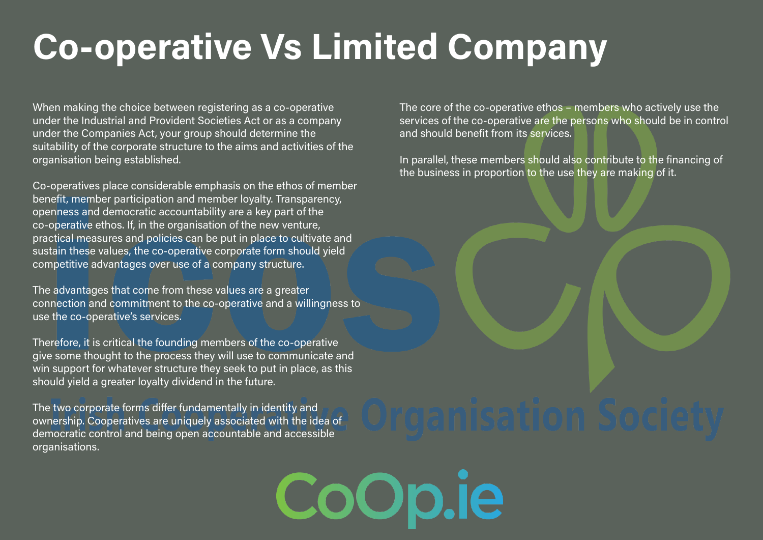# Co-operative Vs Limited Company

When making the choice between registering as a co-operative under the Industrial and Provident Societies Act or as a company under the Companies Act, your group should determine the suitability of the corporate structure to the aims and activities of the organisation being established.

Co-operatives place considerable emphasis on the ethos of member benefit, member participation and member loyalty. Transparency, openness and democratic accountability are a key part of the co-operative ethos. If, in the organisation of the new venture, practical measures and policies can be put in place to cultivate and sustain these values, the co-operative corporate form should yield competitive advantages over use of a company structure.

The advantages that come from these values are a greater connection and commitment to the co-operative and a willingness to use the co-operative's services.

Therefore, it is critical the founding members of the co-operative give some thought to the process they will use to communicate and win support for whatever structure they seek to put in place, as this should yield a greater loyalty dividend in the future.

The two corporate forms differ fundamentally in identity and ownership. Cooperatives are uniquely associated with the idea of democratic control and being open accountable and accessible organisations.

The core of the co-operative ethos – members who actively use the services of the co-operative are the persons who should be in control and should benefit from its services.

In parallel, these members should also contribute to the financing of the business in proportion to the use they are making of it.

Irish Co-operative Organisation Society

CoOp.ie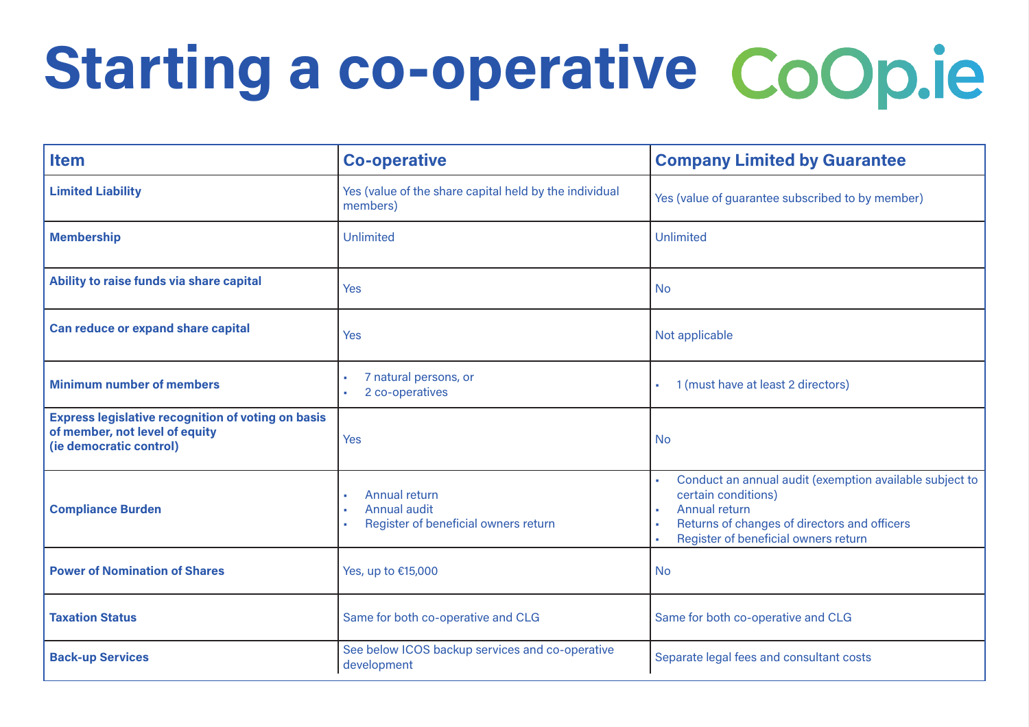# Starting a co-operative

CoOp.ie

| Item | Co-operative | Company Limited by Guarantee |
|---|---|---|
| **Limited Liability** | Yes (value of the share capital held by the individual members) | Yes (value of guarantee subscribed to by member) |
| **Membership** | Unlimited | Unlimited |
| **Ability to raise funds via share capital** | Yes | No |
| **Can reduce or expand share capital** | Yes | Not applicable |
| **Minimum number of members** | • 7 natural persons, or<br>• 2 co-operatives | • 1 (must have at least 2 directors) |
| **Express legislative recognition of voting on basis of member, not level of equity (ie democratic control)** | Yes | No |
| **Compliance Burden** | • Annual return<br>• Annual audit<br>• Register of beneficial owners return | • Conduct an annual audit (exemption available subject to certain conditions)<br>• Annual return<br>• Returns of changes of directors and officers<br>• Register of beneficial owners return |
| **Power of Nomination of Shares** | Yes, up to €15,000 | No |
| **Taxation Status** | Same for both co-operative and CLG | Same for both co-operative and CLG |
| **Back-up Services** | See below ICOS backup services and co-operative development | Separate legal fees and consultant costs |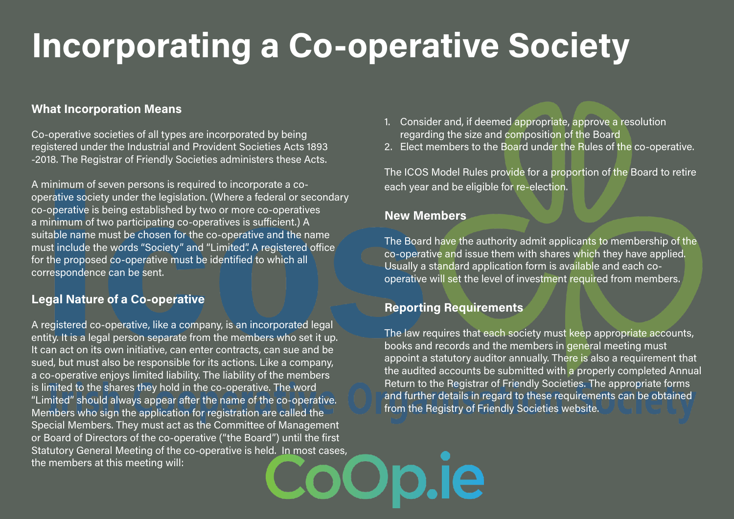# Incorporating a Co-operative Society

### What Incorporation Means

Co-operative societies of all types are incorporated by being registered under the Industrial and Provident Societies Acts 1893 -2018. The Registrar of Friendly Societies administers these Acts.

A minimum of seven persons is required to incorporate a co-operative society under the legislation. (Where a federal or secondary co-operative is being established by two or more co-operatives a minimum of two participating co-operatives is sufficient.) A suitable name must be chosen for the co-operative and the name must include the words "Society" and "Limited". A registered office for the proposed co-operative must be identified to which all correspondence can be sent.

### Legal Nature of a Co-operative

A registered co-operative, like a company, is an incorporated legal entity. It is a legal person separate from the members who set it up. It can act on its own initiative, can enter contracts, can sue and be sued, but must also be responsible for its actions. Like a company, a co-operative enjoys limited liability. The liability of the members is limited to the shares they hold in the co-operative. The word "Limited" should always appear after the name of the co-operative. Members who sign the application for registration are called the Special Members. They must act as the Committee of Management or Board of Directors of the co-operative ("the Board") until the first Statutory General Meeting of the co-operative is held. In most cases, the members at this meeting will:

1. Consider and, if deemed appropriate, approve a resolution regarding the size and composition of the Board
2. Elect members to the Board under the Rules of the co-operative.

The ICOS Model Rules provide for a proportion of the Board to retire each year and be eligible for re-election.

### New Members

The Board have the authority admit applicants to membership of the co-operative and issue them with shares which they have applied. Usually a standard application form is available and each co-operative will set the level of investment required from members.

### Reporting Requirements

The law requires that each society must keep appropriate accounts, books and records and the members in general meeting must appoint a statutory auditor annually. There is also a requirement that the audited accounts be submitted with a properly completed Annual Return to the Registrar of Friendly Societies. The appropriate forms and further details in regard to these requirements can be obtained from the Registry of Friendly Societies website.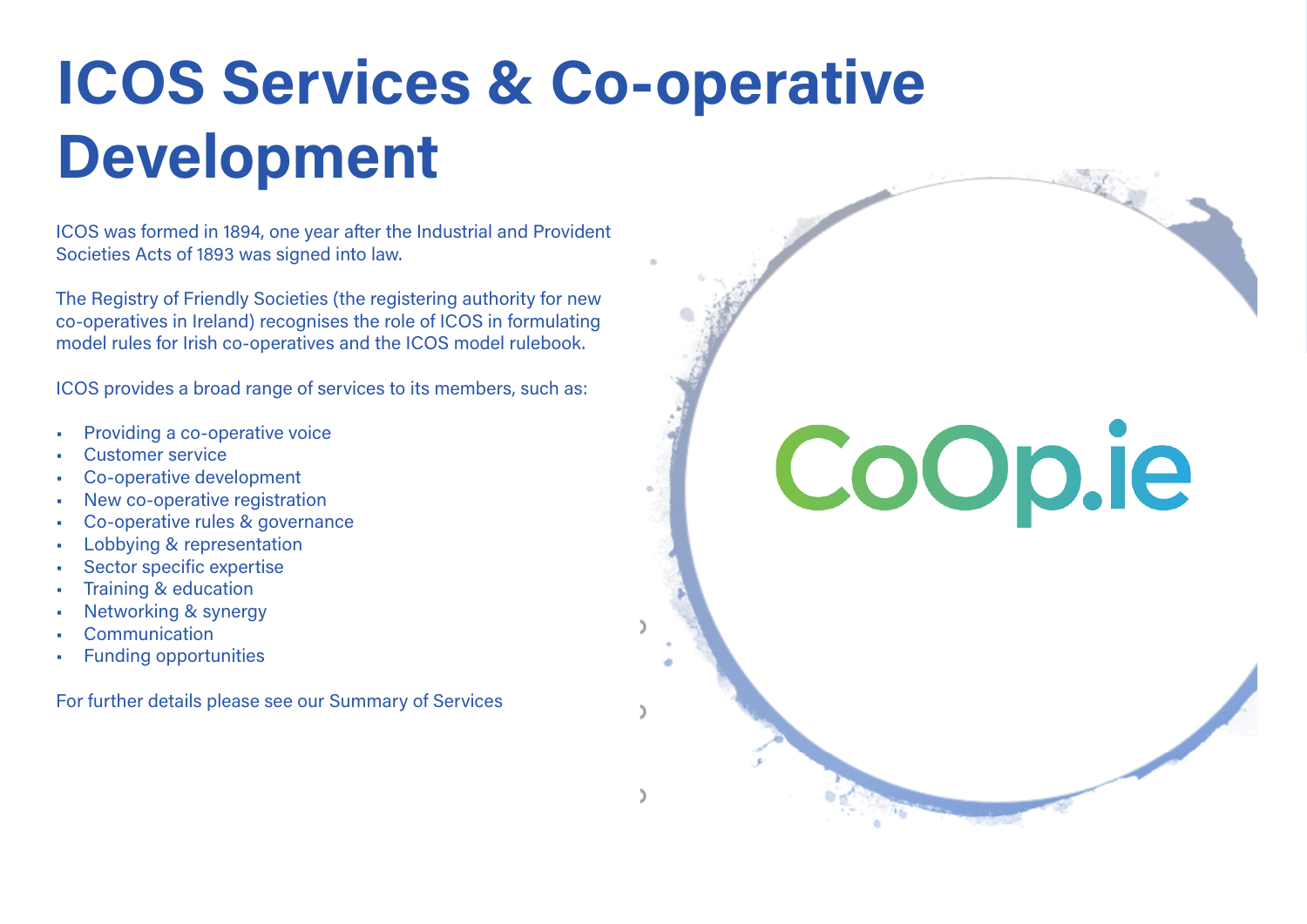# ICOS Services & Co-operative Development

ICOS was formed in 1894, one year after the Industrial and Provident Societies Acts of 1893 was signed into law.

The Registry of Friendly Societies (the registering authority for new co-operatives in Ireland) recognises the role of ICOS in formulating model rules for Irish co-operatives and the ICOS model rulebook.

ICOS provides a broad range of services to its members, such as:

- Providing a co-operative voice
- Customer service
- Co-operative development
- New co-operative registration
- Co-operative rules & governance
- Lobbying & representation
- Sector specific expertise
- Training & education
- Networking & synergy
- Communication
- Funding opportunities

For further details please see our Summary of Services

CoOp.ie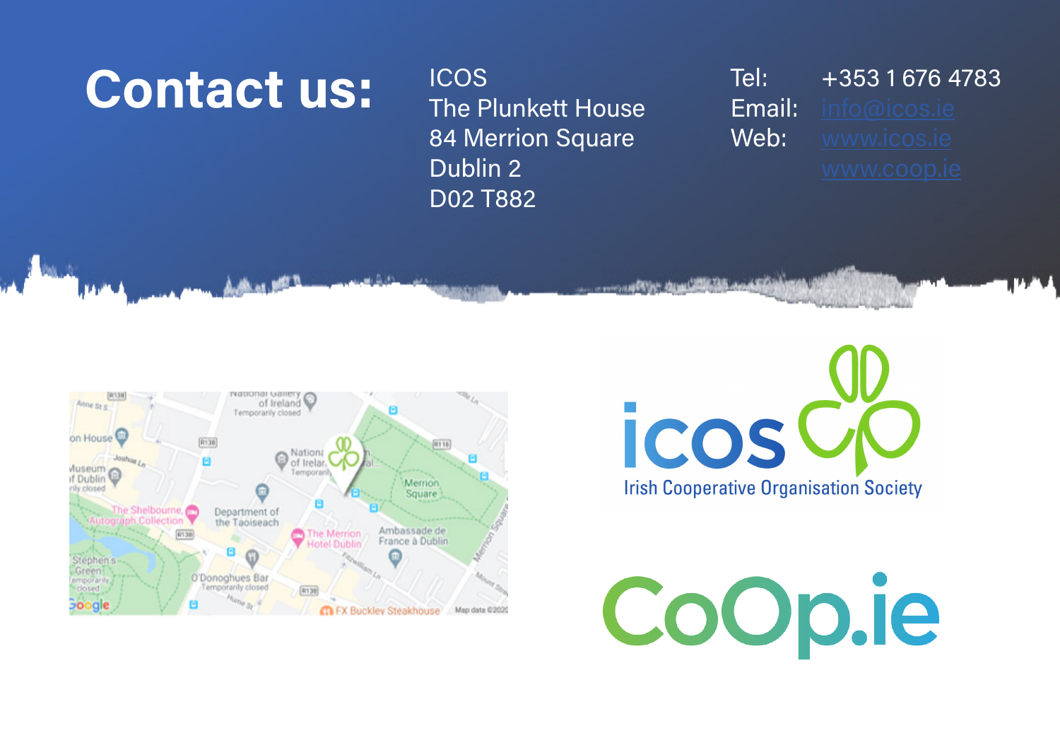# Contact us:

ICOS
The Plunkett House
84 Merrion Square
Dublin 2
D02 T882

Tel: +353 1 676 4783
Email: info@icos.ie
Web: www.icos.ie
www.coop.ie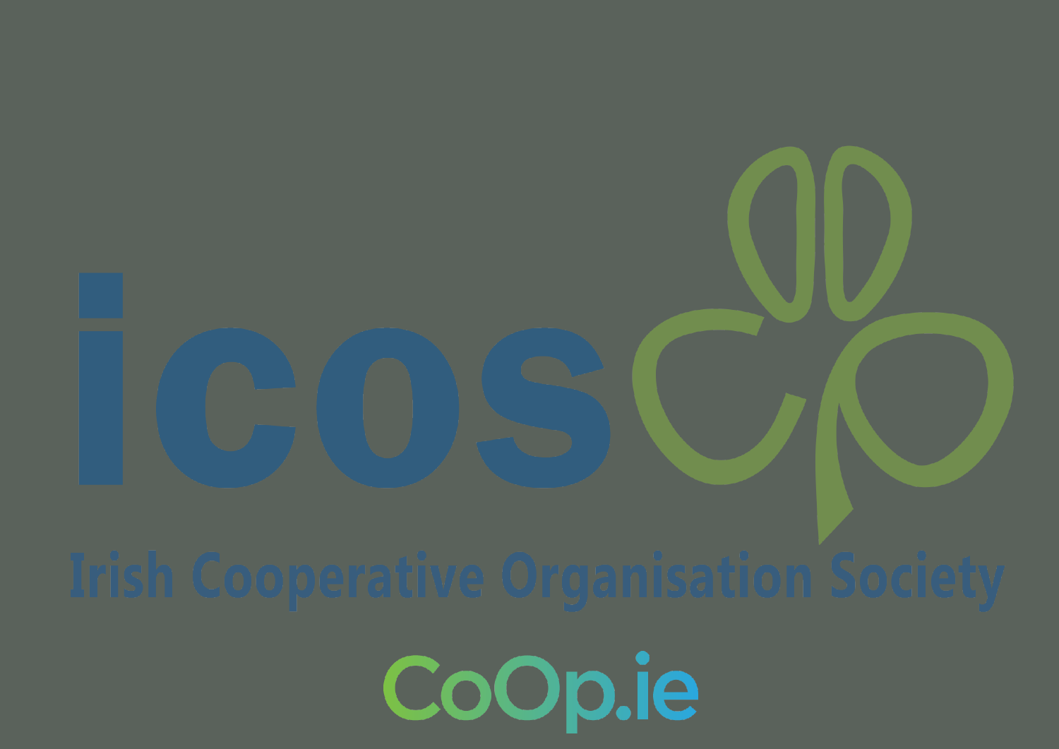icos

Irish Cooperative Organisation Society

CoOp.ie